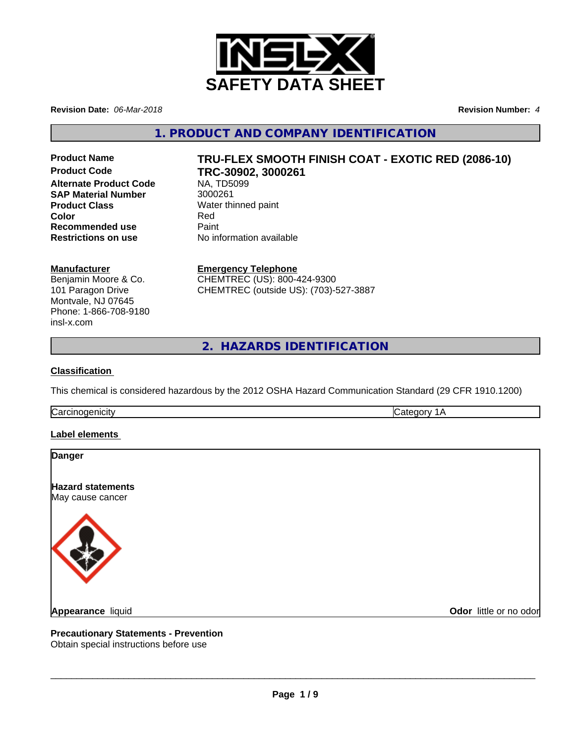**INSL-X**

# SAFETY DATA SHEET

**Revision Date:** *06-Mar-2018* **Revision Number:** *4*

## 1. PRODUCT AND COMPANY IDENTIFICATION

| | |
|---|---|
| **Product Name** | **TRU-FLEX SMOOTH FINISH COAT - EXOTIC RED (2086-10)** |
| **Product Code** | **TRC-30902, 3000261** |
| **Alternate Product Code** | NA, TD5099 |
| **SAP Material Number** | 3000261 |
| **Product Class** | Water thinned paint |
| **Color** | Red |
| **Recommended use** | Paint |
| **Restrictions on use** | No information available |

**Manufacturer**
Benjamin Moore & Co.
101 Paragon Drive
Montvale, NJ 07645
Phone: 1-866-708-9180
insl-x.com

**Emergency Telephone**
CHEMTREC (US): 800-424-9300
CHEMTREC (outside US): (703)-527-3887

## 2. HAZARDS IDENTIFICATION

**Classification**

This chemical is considered hazardous by the 2012 OSHA Hazard Communication Standard (29 CFR 1910.1200)

| Carcinogenicity | Category 1A |
|---|---|

**Label elements**

**Danger**

**Hazard statements**
May cause cancer

**Appearance** liquid **Odor** little or no odor

**Precautionary Statements - Prevention**
Obtain special instructions before use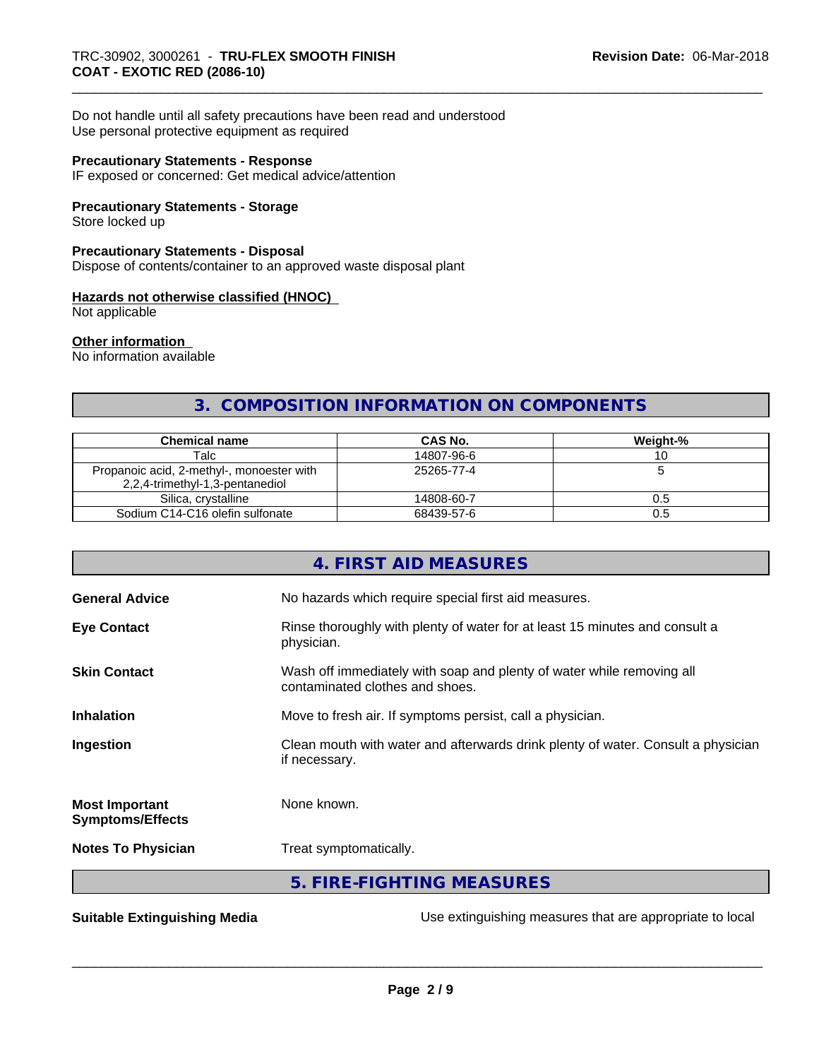Do not handle until all safety precautions have been read and understood
Use personal protective equipment as required

**Precautionary Statements - Response**
IF exposed or concerned: Get medical advice/attention

**Precautionary Statements - Storage**
Store locked up

**Precautionary Statements - Disposal**
Dispose of contents/container to an approved waste disposal plant

**Hazards not otherwise classified (HNOC)**
Not applicable

**Other information**
No information available

## 3. COMPOSITION INFORMATION ON COMPONENTS

| Chemical name | CAS No. | Weight-% |
|---|---|---|
| Talc | 14807-96-6 | 10 |
| Propanoic acid, 2-methyl-, monoester with 2,2,4-trimethyl-1,3-pentanediol | 25265-77-4 | 5 |
| Silica, crystalline | 14808-60-7 | 0.5 |
| Sodium C14-C16 olefin sulfonate | 68439-57-6 | 0.5 |

## 4. FIRST AID MEASURES

**General Advice** — No hazards which require special first aid measures.

**Eye Contact** — Rinse thoroughly with plenty of water for at least 15 minutes and consult a physician.

**Skin Contact** — Wash off immediately with soap and plenty of water while removing all contaminated clothes and shoes.

**Inhalation** — Move to fresh air. If symptoms persist, call a physician.

**Ingestion** — Clean mouth with water and afterwards drink plenty of water. Consult a physician if necessary.

**Most Important Symptoms/Effects** — None known.

**Notes To Physician** — Treat symptomatically.

## 5. FIRE-FIGHTING MEASURES

**Suitable Extinguishing Media** — Use extinguishing measures that are appropriate to local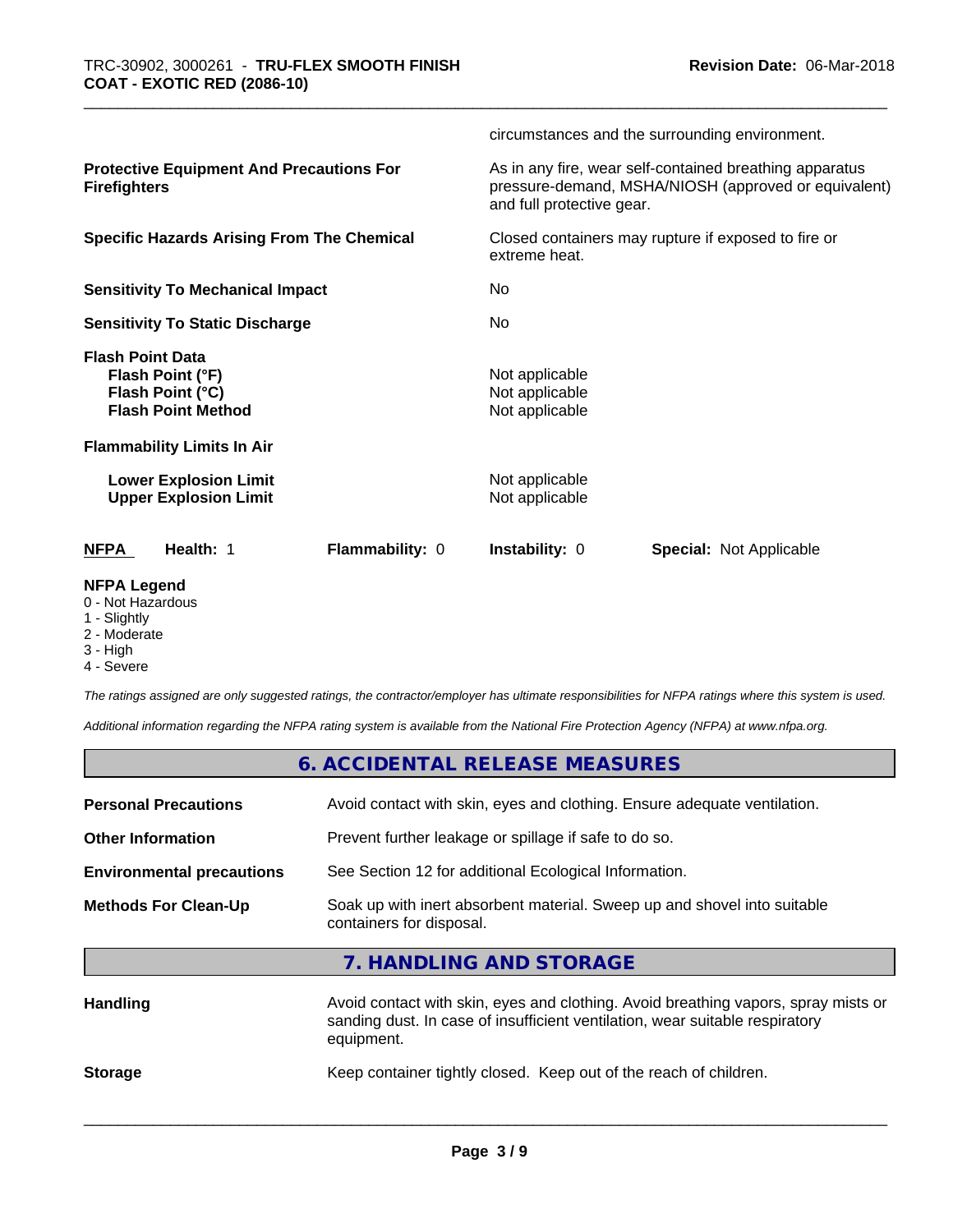circumstances and the surrounding environment.

| | |
|---|---|
| **Protective Equipment And Precautions For Firefighters** | As in any fire, wear self-contained breathing apparatus pressure-demand, MSHA/NIOSH (approved or equivalent) and full protective gear. |
| **Specific Hazards Arising From The Chemical** | Closed containers may rupture if exposed to fire or extreme heat. |
| **Sensitivity To Mechanical Impact** | No |
| **Sensitivity To Static Discharge** | No |

**Flash Point Data**

| | |
|---|---|
| **Flash Point (°F)** | Not applicable |
| **Flash Point (°C)** | Not applicable |
| **Flash Point Method** | Not applicable |

**Flammability Limits In Air**

| | |
|---|---|
| **Lower Explosion Limit** | Not applicable |
| **Upper Explosion Limit** | Not applicable |

| NFPA | Health: 1 | Flammability: 0 | Instability: 0 | Special: Not Applicable |
|---|---|---|---|---|

**NFPA Legend**
- 0 - Not Hazardous
- 1 - Slightly
- 2 - Moderate
- 3 - High
- 4 - Severe

*The ratings assigned are only suggested ratings, the contractor/employer has ultimate responsibilities for NFPA ratings where this system is used.*

*Additional information regarding the NFPA rating system is available from the National Fire Protection Agency (NFPA) at www.nfpa.org.*

## 6. ACCIDENTAL RELEASE MEASURES

| | |
|---|---|
| **Personal Precautions** | Avoid contact with skin, eyes and clothing. Ensure adequate ventilation. |
| **Other Information** | Prevent further leakage or spillage if safe to do so. |
| **Environmental precautions** | See Section 12 for additional Ecological Information. |
| **Methods For Clean-Up** | Soak up with inert absorbent material. Sweep up and shovel into suitable containers for disposal. |

## 7. HANDLING AND STORAGE

| | |
|---|---|
| **Handling** | Avoid contact with skin, eyes and clothing. Avoid breathing vapors, spray mists or sanding dust. In case of insufficient ventilation, wear suitable respiratory equipment. |
| **Storage** | Keep container tightly closed. Keep out of the reach of children. |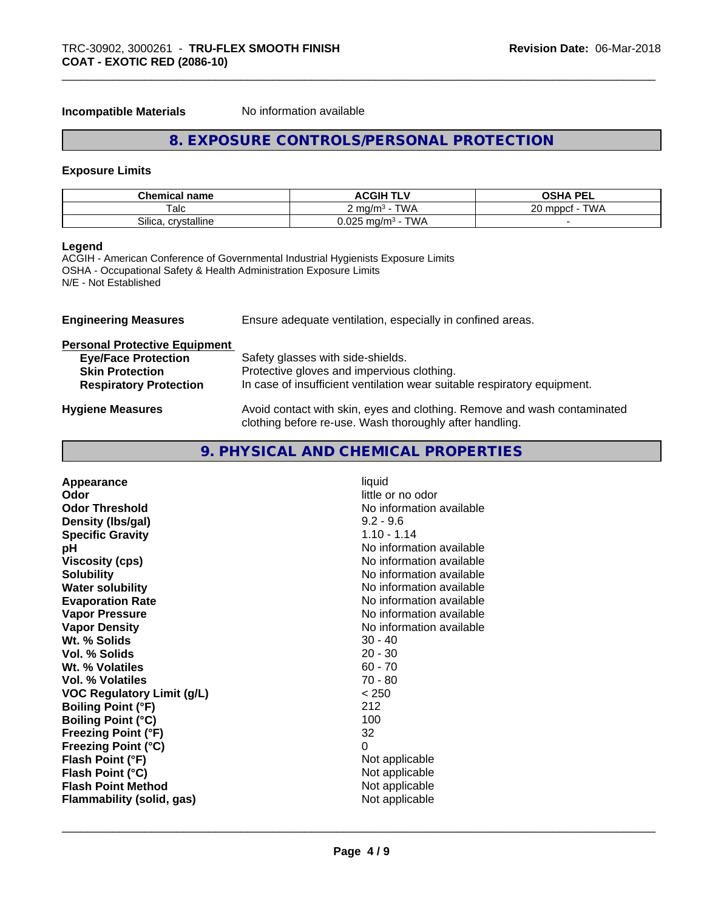**Incompatible Materials** No information available

## 8. EXPOSURE CONTROLS/PERSONAL PROTECTION

### Exposure Limits

| Chemical name | ACGIH TLV | OSHA PEL |
|---|---|---|
| Talc | 2 mg/m³ - TWA | 20 mppcf - TWA |
| Silica, crystalline | 0.025 mg/m³ - TWA | - |

**Legend**
ACGIH - American Conference of Governmental Industrial Hygienists Exposure Limits
OSHA - Occupational Safety & Health Administration Exposure Limits
N/E - Not Established

**Engineering Measures** Ensure adequate ventilation, especially in confined areas.

**Personal Protective Equipment**

- **Eye/Face Protection** Safety glasses with side-shields.
- **Skin Protection** Protective gloves and impervious clothing.
- **Respiratory Protection** In case of insufficient ventilation wear suitable respiratory equipment.

**Hygiene Measures** Avoid contact with skin, eyes and clothing. Remove and wash contaminated clothing before re-use. Wash thoroughly after handling.

## 9. PHYSICAL AND CHEMICAL PROPERTIES

| | |
|---|---|
| **Appearance** | liquid |
| **Odor** | little or no odor |
| **Odor Threshold** | No information available |
| **Density (lbs/gal)** | 9.2 - 9.6 |
| **Specific Gravity** | 1.10 - 1.14 |
| **pH** | No information available |
| **Viscosity (cps)** | No information available |
| **Solubility** | No information available |
| **Water solubility** | No information available |
| **Evaporation Rate** | No information available |
| **Vapor Pressure** | No information available |
| **Vapor Density** | No information available |
| **Wt. % Solids** | 30 - 40 |
| **Vol. % Solids** | 20 - 30 |
| **Wt. % Volatiles** | 60 - 70 |
| **Vol. % Volatiles** | 70 - 80 |
| **VOC Regulatory Limit (g/L)** | < 250 |
| **Boiling Point (°F)** | 212 |
| **Boiling Point (°C)** | 100 |
| **Freezing Point (°F)** | 32 |
| **Freezing Point (°C)** | 0 |
| **Flash Point (°F)** | Not applicable |
| **Flash Point (°C)** | Not applicable |
| **Flash Point Method** | Not applicable |
| **Flammability (solid, gas)** | Not applicable |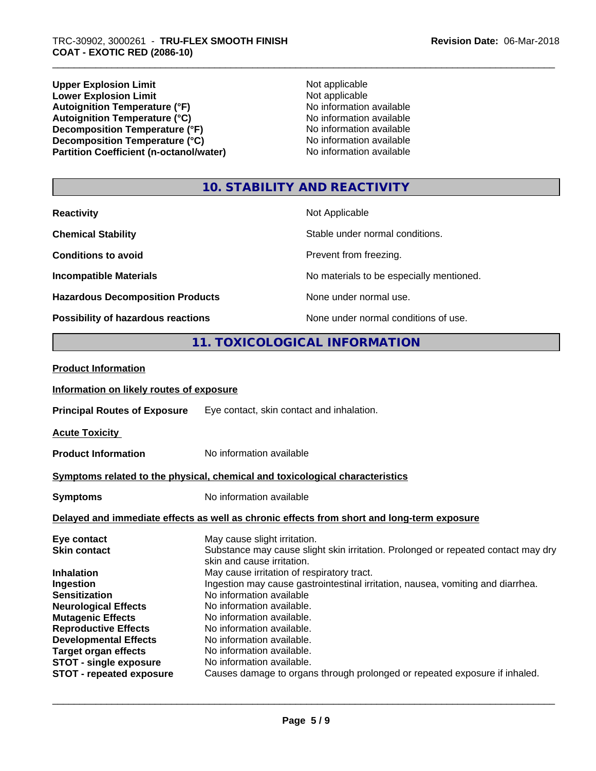| | |
|---|---|
| **Upper Explosion Limit** | Not applicable |
| **Lower Explosion Limit** | Not applicable |
| **Autoignition Temperature (°F)** | No information available |
| **Autoignition Temperature (°C)** | No information available |
| **Decomposition Temperature (°F)** | No information available |
| **Decomposition Temperature (°C)** | No information available |
| **Partition Coefficient (n-octanol/water)** | No information available |

## 10. STABILITY AND REACTIVITY

| | |
|---|---|
| **Reactivity** | Not Applicable |
| **Chemical Stability** | Stable under normal conditions. |
| **Conditions to avoid** | Prevent from freezing. |
| **Incompatible Materials** | No materials to be especially mentioned. |
| **Hazardous Decomposition Products** | None under normal use. |
| **Possibility of hazardous reactions** | None under normal conditions of use. |

## 11. TOXICOLOGICAL INFORMATION

**Product Information**

**Information on likely routes of exposure**

**Principal Routes of Exposure** Eye contact, skin contact and inhalation.

**Acute Toxicity**

**Product Information** No information available

**Symptoms related to the physical, chemical and toxicological characteristics**

**Symptoms** No information available

**Delayed and immediate effects as well as chronic effects from short and long-term exposure**

| | |
|---|---|
| **Eye contact** | May cause slight irritation. |
| **Skin contact** | Substance may cause slight skin irritation. Prolonged or repeated contact may dry skin and cause irritation. |
| **Inhalation** | May cause irritation of respiratory tract. |
| **Ingestion** | Ingestion may cause gastrointestinal irritation, nausea, vomiting and diarrhea. |
| **Sensitization** | No information available |
| **Neurological Effects** | No information available. |
| **Mutagenic Effects** | No information available. |
| **Reproductive Effects** | No information available. |
| **Developmental Effects** | No information available. |
| **Target organ effects** | No information available. |
| **STOT - single exposure** | No information available. |
| **STOT - repeated exposure** | Causes damage to organs through prolonged or repeated exposure if inhaled. |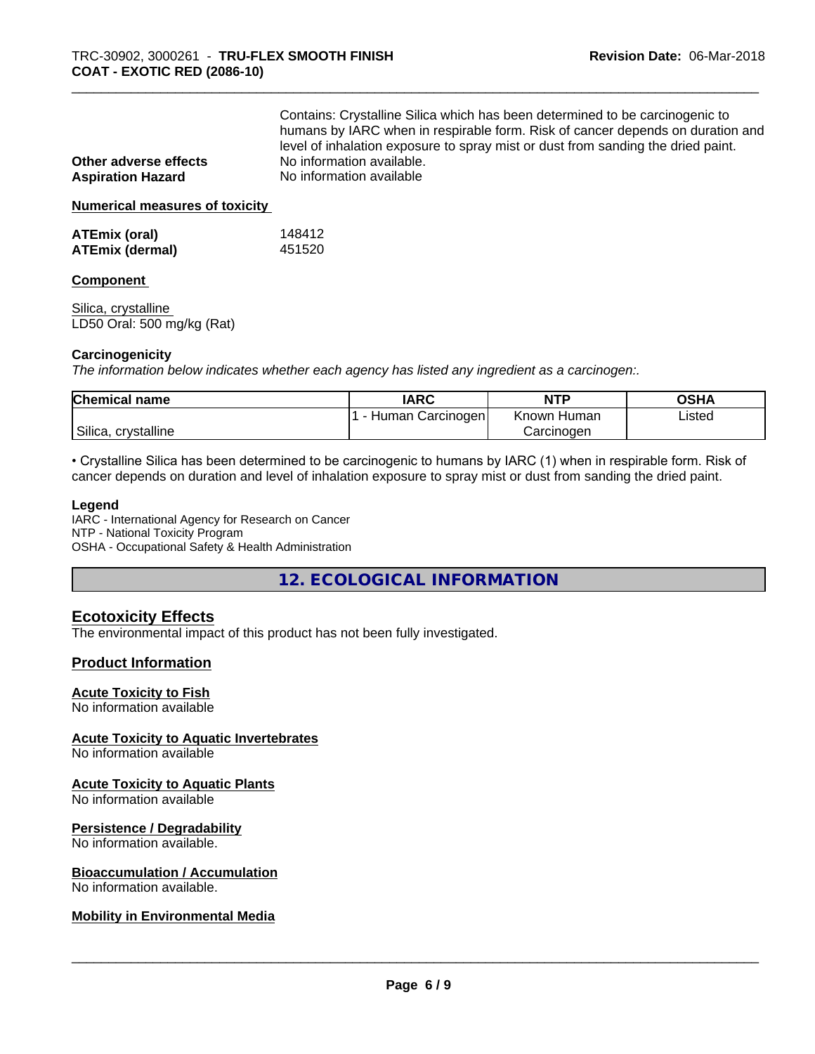Contains: Crystalline Silica which has been determined to be carcinogenic to humans by IARC when in respirable form. Risk of cancer depends on duration and level of inhalation exposure to spray mist or dust from sanding the dried paint.

**Other adverse effects** No information available.
**Aspiration Hazard** No information available

**Numerical measures of toxicity**

**ATEmix (oral)** 148412
**ATEmix (dermal)** 451520

**Component**

Silica, crystalline
LD50 Oral: 500 mg/kg (Rat)

**Carcinogenicity**

*The information below indicates whether each agency has listed any ingredient as a carcinogen:.*

| Chemical name | IARC | NTP | OSHA |
|---|---|---|---|
| Silica, crystalline | 1 - Human Carcinogen | Known Human Carcinogen | Listed |

• Crystalline Silica has been determined to be carcinogenic to humans by IARC (1) when in respirable form. Risk of cancer depends on duration and level of inhalation exposure to spray mist or dust from sanding the dried paint.

**Legend**
IARC - International Agency for Research on Cancer
NTP - National Toxicity Program
OSHA - Occupational Safety & Health Administration

## 12. ECOLOGICAL INFORMATION

### Ecotoxicity Effects

The environmental impact of this product has not been fully investigated.

### Product Information

**Acute Toxicity to Fish**
No information available

**Acute Toxicity to Aquatic Invertebrates**
No information available

**Acute Toxicity to Aquatic Plants**
No information available

**Persistence / Degradability**
No information available.

**Bioaccumulation / Accumulation**
No information available.

**Mobility in Environmental Media**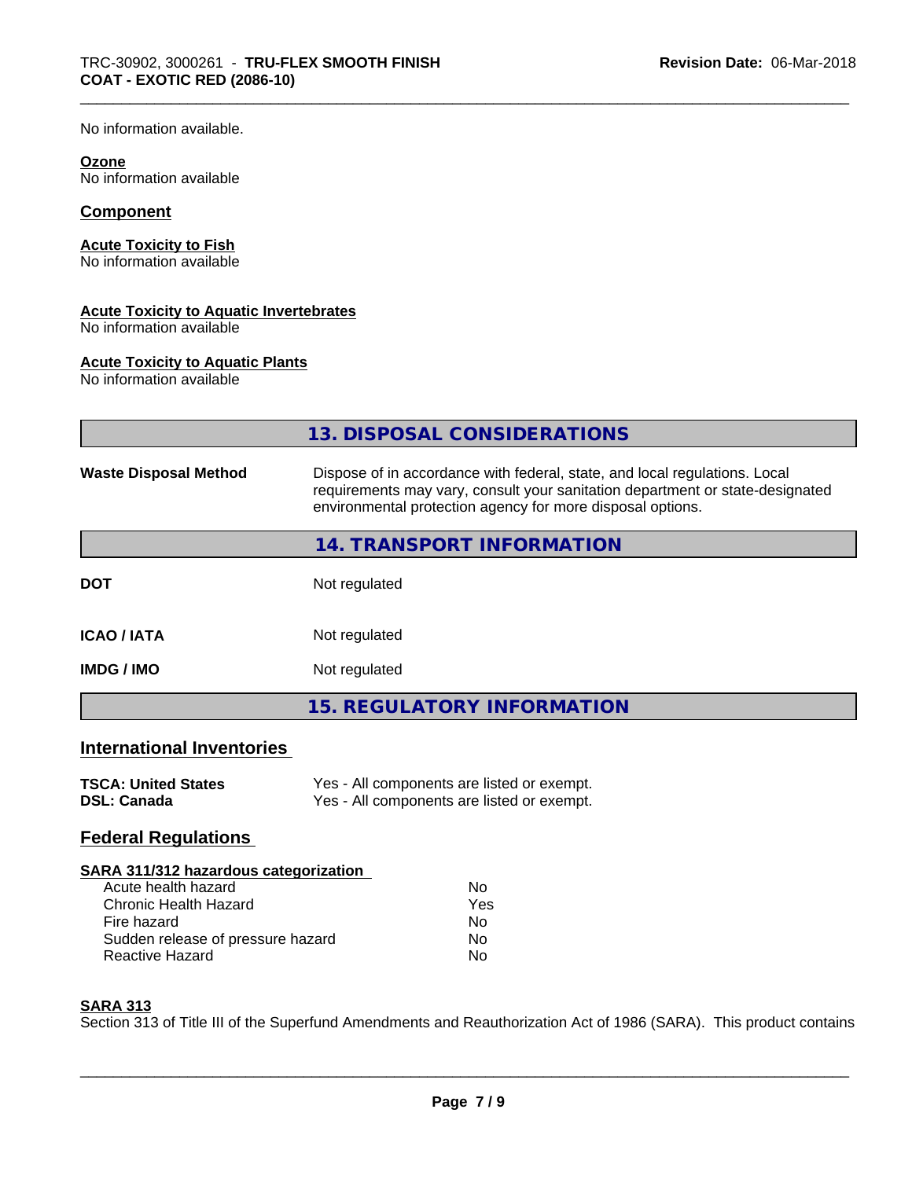No information available.

**Ozone**
No information available

## Component

**Acute Toxicity to Fish**
No information available

**Acute Toxicity to Aquatic Invertebrates**
No information available

**Acute Toxicity to Aquatic Plants**
No information available

## 13. DISPOSAL CONSIDERATIONS

| | |
|---|---|
| **Waste Disposal Method** | Dispose of in accordance with federal, state, and local regulations. Local requirements may vary, consult your sanitation department or state-designated environmental protection agency for more disposal options. |

## 14. TRANSPORT INFORMATION

| | |
|---|---|
| **DOT** | Not regulated |
| **ICAO / IATA** | Not regulated |
| **IMDG / IMO** | Not regulated |

## 15. REGULATORY INFORMATION

### International Inventories

| | |
|---|---|
| **TSCA: United States** | Yes - All components are listed or exempt. |
| **DSL: Canada** | Yes - All components are listed or exempt. |

### Federal Regulations

**SARA 311/312 hazardous categorization**

| | |
|---|---|
| Acute health hazard | No |
| Chronic Health Hazard | Yes |
| Fire hazard | No |
| Sudden release of pressure hazard | No |
| Reactive Hazard | No |

**SARA 313**
Section 313 of Title III of the Superfund Amendments and Reauthorization Act of 1986 (SARA). This product contains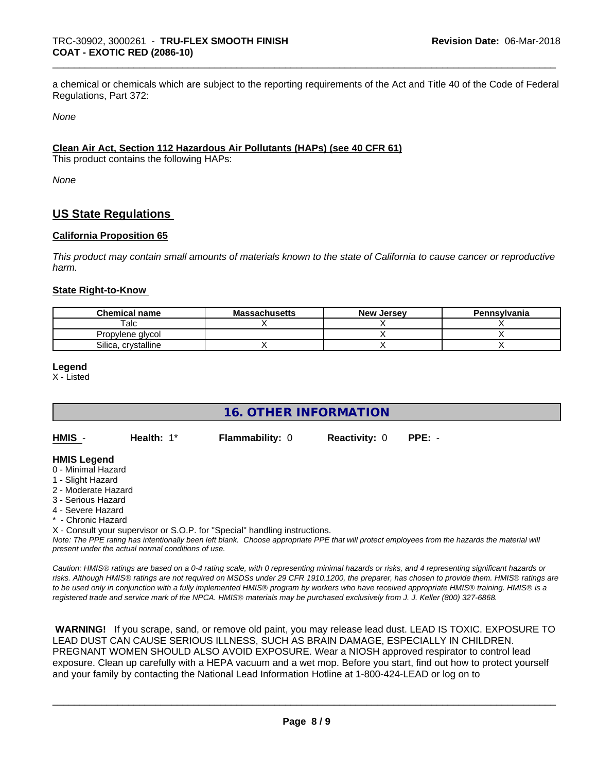a chemical or chemicals which are subject to the reporting requirements of the Act and Title 40 of the Code of Federal Regulations, Part 372:

*None*

**Clean Air Act, Section 112 Hazardous Air Pollutants (HAPs) (see 40 CFR 61)**

This product contains the following HAPs:

*None*

## US State Regulations

**California Proposition 65**

*This product may contain small amounts of materials known to the state of California to cause cancer or reproductive harm.*

**State Right-to-Know**

| Chemical name | Massachusetts | New Jersey | Pennsylvania |
|---|---|---|---|
| Talc | X | X | X |
| Propylene glycol | | X | X |
| Silica, crystalline | X | X | X |

**Legend**

X - Listed

## 16. OTHER INFORMATION

**HMIS** - **Health:** 1* **Flammability:** 0 **Reactivity:** 0 **PPE:** -

**HMIS Legend**

0 - Minimal Hazard
1 - Slight Hazard
2 - Moderate Hazard
3 - Serious Hazard
4 - Severe Hazard
* - Chronic Hazard
X - Consult your supervisor or S.O.P. for "Special" handling instructions.

*Note: The PPE rating has intentionally been left blank. Choose appropriate PPE that will protect employees from the hazards the material will present under the actual normal conditions of use.*

*Caution: HMIS® ratings are based on a 0-4 rating scale, with 0 representing minimal hazards or risks, and 4 representing significant hazards or risks. Although HMIS® ratings are not required on MSDSs under 29 CFR 1910.1200, the preparer, has chosen to provide them. HMIS® ratings are to be used only in conjunction with a fully implemented HMIS® program by workers who have received appropriate HMIS® training. HMIS® is a registered trade and service mark of the NPCA. HMIS® materials may be purchased exclusively from J. J. Keller (800) 327-6868.*

**WARNING!** If you scrape, sand, or remove old paint, you may release lead dust. LEAD IS TOXIC. EXPOSURE TO LEAD DUST CAN CAUSE SERIOUS ILLNESS, SUCH AS BRAIN DAMAGE, ESPECIALLY IN CHILDREN. PREGNANT WOMEN SHOULD ALSO AVOID EXPOSURE. Wear a NIOSH approved respirator to control lead exposure. Clean up carefully with a HEPA vacuum and a wet mop. Before you start, find out how to protect yourself and your family by contacting the National Lead Information Hotline at 1-800-424-LEAD or log on to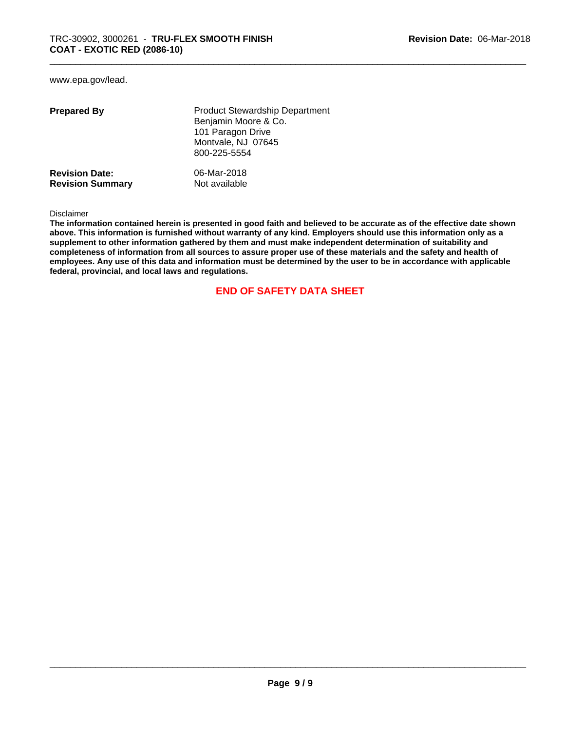www.epa.gov/lead.

| | |
|---|---|
| **Prepared By** | Product Stewardship Department<br>Benjamin Moore & Co.<br>101 Paragon Drive<br>Montvale, NJ 07645<br>800-225-5554 |
| **Revision Date:** | 06-Mar-2018 |
| **Revision Summary** | Not available |

Disclaimer

**The information contained herein is presented in good faith and believed to be accurate as of the effective date shown above. This information is furnished without warranty of any kind. Employers should use this information only as a supplement to other information gathered by them and must make independent determination of suitability and completeness of information from all sources to assure proper use of these materials and the safety and health of employees. Any use of this data and information must be determined by the user to be in accordance with applicable federal, provincial, and local laws and regulations.**

**END OF SAFETY DATA SHEET**